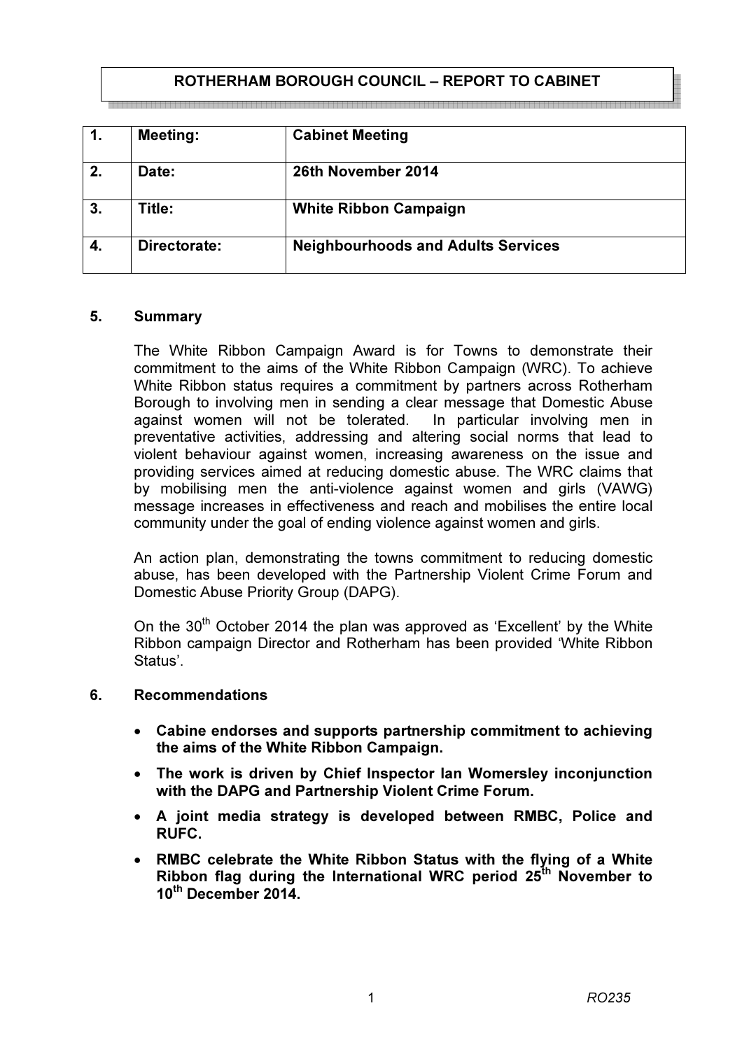# ROTHERHAM BOROUGH COUNCIL – REPORT TO CABINET

| 1. | Meeting: | Cabinet Meeting |
|---|---|---|
| 2. | Date: | 26th November 2014 |
| 3. | Title: | White Ribbon Campaign |
| 4. | Directorate: | Neighbourhoods and Adults Services |

## 5. Summary

The White Ribbon Campaign Award is for Towns to demonstrate their commitment to the aims of the White Ribbon Campaign (WRC). To achieve White Ribbon status requires a commitment by partners across Rotherham Borough to involving men in sending a clear message that Domestic Abuse against women will not be tolerated. In particular involving men in preventative activities, addressing and altering social norms that lead to violent behaviour against women, increasing awareness on the issue and providing services aimed at reducing domestic abuse. The WRC claims that by mobilising men the anti-violence against women and girls (VAWG) message increases in effectiveness and reach and mobilises the entire local community under the goal of ending violence against women and girls.

An action plan, demonstrating the towns commitment to reducing domestic abuse, has been developed with the Partnership Violent Crime Forum and Domestic Abuse Priority Group (DAPG).

On the 30th October 2014 the plan was approved as 'Excellent' by the White Ribbon campaign Director and Rotherham has been provided 'White Ribbon Status'.

## 6. Recommendations

- **Cabine endorses and supports partnership commitment to achieving the aims of the White Ribbon Campaign.**
- **The work is driven by Chief Inspector Ian Womersley inconjunction with the DAPG and Partnership Violent Crime Forum.**
- **A joint media strategy is developed between RMBC, Police and RUFC.**
- **RMBC celebrate the White Ribbon Status with the flying of a White Ribbon flag during the International WRC period 25th November to 10th December 2014.**

RO235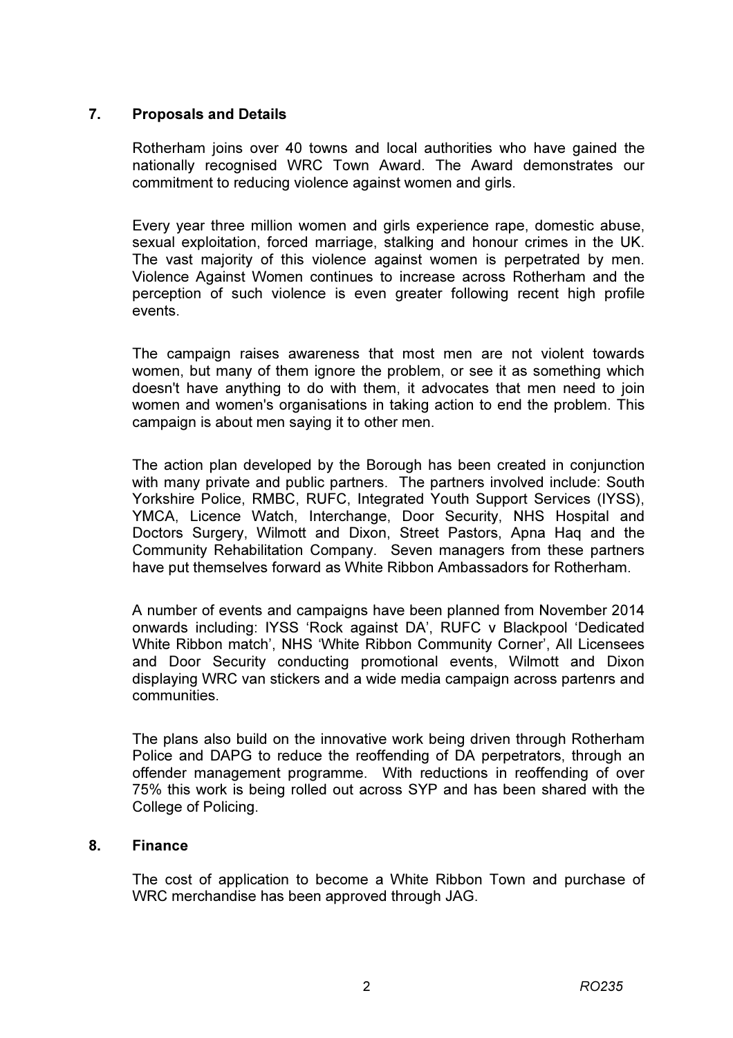## 7. Proposals and Details

Rotherham joins over 40 towns and local authorities who have gained the nationally recognised WRC Town Award. The Award demonstrates our commitment to reducing violence against women and girls.

Every year three million women and girls experience rape, domestic abuse, sexual exploitation, forced marriage, stalking and honour crimes in the UK. The vast majority of this violence against women is perpetrated by men. Violence Against Women continues to increase across Rotherham and the perception of such violence is even greater following recent high profile events.

The campaign raises awareness that most men are not violent towards women, but many of them ignore the problem, or see it as something which doesn't have anything to do with them, it advocates that men need to join women and women's organisations in taking action to end the problem. This campaign is about men saying it to other men.

The action plan developed by the Borough has been created in conjunction with many private and public partners. The partners involved include: South Yorkshire Police, RMBC, RUFC, Integrated Youth Support Services (IYSS), YMCA, Licence Watch, Interchange, Door Security, NHS Hospital and Doctors Surgery, Wilmott and Dixon, Street Pastors, Apna Haq and the Community Rehabilitation Company. Seven managers from these partners have put themselves forward as White Ribbon Ambassadors for Rotherham.

A number of events and campaigns have been planned from November 2014 onwards including: IYSS 'Rock against DA', RUFC v Blackpool 'Dedicated White Ribbon match', NHS 'White Ribbon Community Corner', All Licensees and Door Security conducting promotional events, Wilmott and Dixon displaying WRC van stickers and a wide media campaign across partenrs and communities.

The plans also build on the innovative work being driven through Rotherham Police and DAPG to reduce the reoffending of DA perpetrators, through an offender management programme. With reductions in reoffending of over 75% this work is being rolled out across SYP and has been shared with the College of Policing.

## 8. Finance

The cost of application to become a White Ribbon Town and purchase of WRC merchandise has been approved through JAG.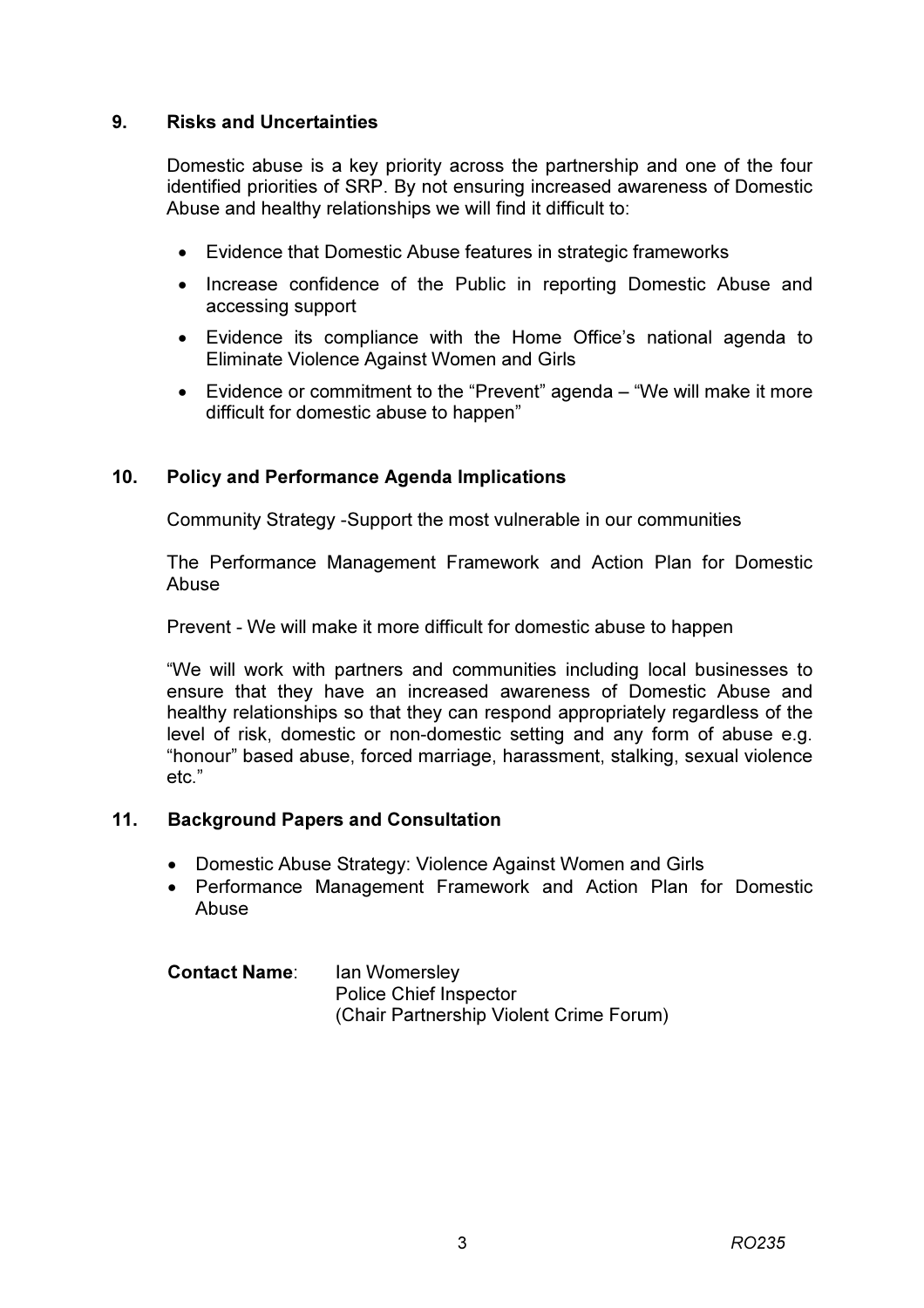## 9. Risks and Uncertainties

Domestic abuse is a key priority across the partnership and one of the four identified priorities of SRP. By not ensuring increased awareness of Domestic Abuse and healthy relationships we will find it difficult to:

- Evidence that Domestic Abuse features in strategic frameworks
- Increase confidence of the Public in reporting Domestic Abuse and accessing support
- Evidence its compliance with the Home Office's national agenda to Eliminate Violence Against Women and Girls
- Evidence or commitment to the "Prevent" agenda – "We will make it more difficult for domestic abuse to happen"

## 10. Policy and Performance Agenda Implications

Community Strategy -Support the most vulnerable in our communities

The Performance Management Framework and Action Plan for Domestic Abuse

Prevent - We will make it more difficult for domestic abuse to happen

"We will work with partners and communities including local businesses to ensure that they have an increased awareness of Domestic Abuse and healthy relationships so that they can respond appropriately regardless of the level of risk, domestic or non-domestic setting and any form of abuse e.g. "honour" based abuse, forced marriage, harassment, stalking, sexual violence etc."

## 11. Background Papers and Consultation

- Domestic Abuse Strategy: Violence Against Women and Girls
- Performance Management Framework and Action Plan for Domestic Abuse

**Contact Name**: Ian Womersley
Police Chief Inspector
(Chair Partnership Violent Crime Forum)